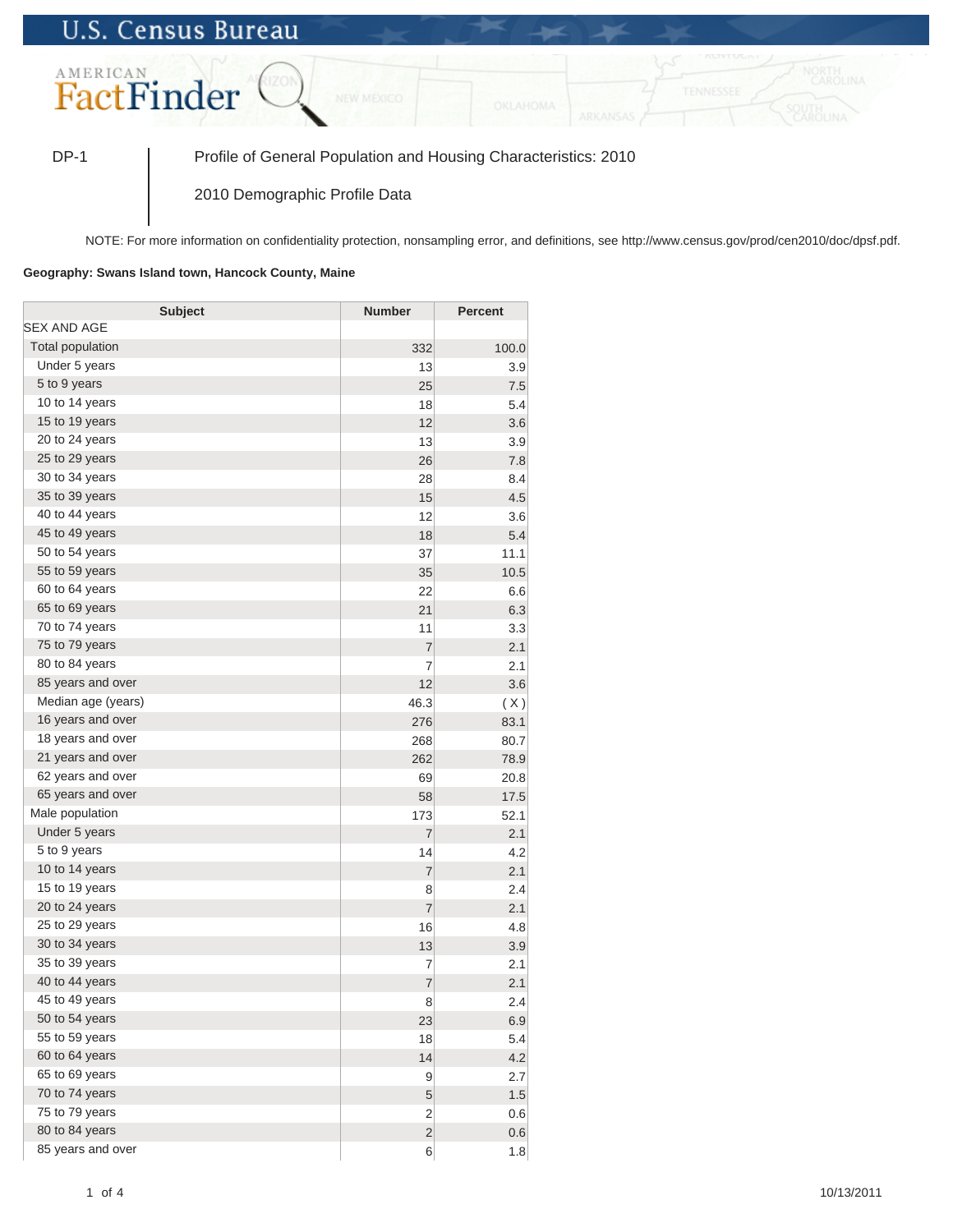U.S. Census Bureau

AMERICAN FactFinder

DP-1 | Profile of General Population and Housing Characteristics: 2010

2010 Demographic Profile Data

NOTE: For more information on confidentiality protection, nonsampling error, and definitions, see http://www.census.gov/prod/cen2010/doc/dpsf.pdf.

**Geography: Swans Island town, Hancock County, Maine**

| Subject | Number | Percent |
|---|---|---|
| SEX AND AGE | | |
| Total population | 332 | 100.0 |
| Under 5 years | 13 | 3.9 |
| 5 to 9 years | 25 | 7.5 |
| 10 to 14 years | 18 | 5.4 |
| 15 to 19 years | 12 | 3.6 |
| 20 to 24 years | 13 | 3.9 |
| 25 to 29 years | 26 | 7.8 |
| 30 to 34 years | 28 | 8.4 |
| 35 to 39 years | 15 | 4.5 |
| 40 to 44 years | 12 | 3.6 |
| 45 to 49 years | 18 | 5.4 |
| 50 to 54 years | 37 | 11.1 |
| 55 to 59 years | 35 | 10.5 |
| 60 to 64 years | 22 | 6.6 |
| 65 to 69 years | 21 | 6.3 |
| 70 to 74 years | 11 | 3.3 |
| 75 to 79 years | 7 | 2.1 |
| 80 to 84 years | 7 | 2.1 |
| 85 years and over | 12 | 3.6 |
| Median age (years) | 46.3 | ( X ) |
| 16 years and over | 276 | 83.1 |
| 18 years and over | 268 | 80.7 |
| 21 years and over | 262 | 78.9 |
| 62 years and over | 69 | 20.8 |
| 65 years and over | 58 | 17.5 |
| Male population | 173 | 52.1 |
| Under 5 years | 7 | 2.1 |
| 5 to 9 years | 14 | 4.2 |
| 10 to 14 years | 7 | 2.1 |
| 15 to 19 years | 8 | 2.4 |
| 20 to 24 years | 7 | 2.1 |
| 25 to 29 years | 16 | 4.8 |
| 30 to 34 years | 13 | 3.9 |
| 35 to 39 years | 7 | 2.1 |
| 40 to 44 years | 7 | 2.1 |
| 45 to 49 years | 8 | 2.4 |
| 50 to 54 years | 23 | 6.9 |
| 55 to 59 years | 18 | 5.4 |
| 60 to 64 years | 14 | 4.2 |
| 65 to 69 years | 9 | 2.7 |
| 70 to 74 years | 5 | 1.5 |
| 75 to 79 years | 2 | 0.6 |
| 80 to 84 years | 2 | 0.6 |
| 85 years and over | 6 | 1.8 |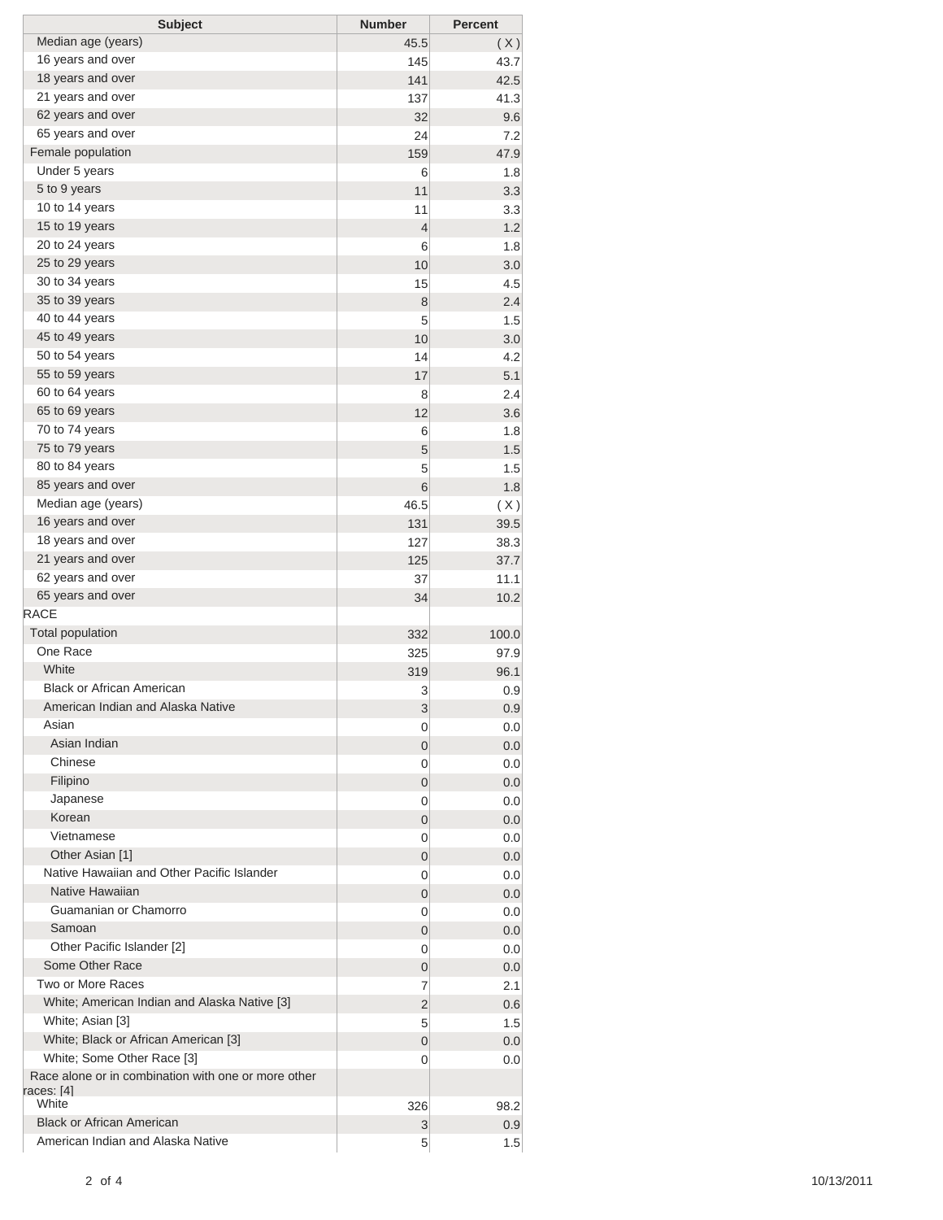| Subject | Number | Percent |
|---|---|---|
| Median age (years) | 45.5 | ( X ) |
| 16 years and over | 145 | 43.7 |
| 18 years and over | 141 | 42.5 |
| 21 years and over | 137 | 41.3 |
| 62 years and over | 32 | 9.6 |
| 65 years and over | 24 | 7.2 |
| Female population | 159 | 47.9 |
| Under 5 years | 6 | 1.8 |
| 5 to 9 years | 11 | 3.3 |
| 10 to 14 years | 11 | 3.3 |
| 15 to 19 years | 4 | 1.2 |
| 20 to 24 years | 6 | 1.8 |
| 25 to 29 years | 10 | 3.0 |
| 30 to 34 years | 15 | 4.5 |
| 35 to 39 years | 8 | 2.4 |
| 40 to 44 years | 5 | 1.5 |
| 45 to 49 years | 10 | 3.0 |
| 50 to 54 years | 14 | 4.2 |
| 55 to 59 years | 17 | 5.1 |
| 60 to 64 years | 8 | 2.4 |
| 65 to 69 years | 12 | 3.6 |
| 70 to 74 years | 6 | 1.8 |
| 75 to 79 years | 5 | 1.5 |
| 80 to 84 years | 5 | 1.5 |
| 85 years and over | 6 | 1.8 |
| Median age (years) | 46.5 | ( X ) |
| 16 years and over | 131 | 39.5 |
| 18 years and over | 127 | 38.3 |
| 21 years and over | 125 | 37.7 |
| 62 years and over | 37 | 11.1 |
| 65 years and over | 34 | 10.2 |
| RACE | | |
| Total population | 332 | 100.0 |
| One Race | 325 | 97.9 |
| White | 319 | 96.1 |
| Black or African American | 3 | 0.9 |
| American Indian and Alaska Native | 3 | 0.9 |
| Asian | 0 | 0.0 |
| Asian Indian | 0 | 0.0 |
| Chinese | 0 | 0.0 |
| Filipino | 0 | 0.0 |
| Japanese | 0 | 0.0 |
| Korean | 0 | 0.0 |
| Vietnamese | 0 | 0.0 |
| Other Asian [1] | 0 | 0.0 |
| Native Hawaiian and Other Pacific Islander | 0 | 0.0 |
| Native Hawaiian | 0 | 0.0 |
| Guamanian or Chamorro | 0 | 0.0 |
| Samoan | 0 | 0.0 |
| Other Pacific Islander [2] | 0 | 0.0 |
| Some Other Race | 0 | 0.0 |
| Two or More Races | 7 | 2.1 |
| White; American Indian and Alaska Native [3] | 2 | 0.6 |
| White; Asian [3] | 5 | 1.5 |
| White; Black or African American [3] | 0 | 0.0 |
| White; Some Other Race [3] | 0 | 0.0 |
| Race alone or in combination with one or more other races: [4] | | |
| White | 326 | 98.2 |
| Black or African American | 3 | 0.9 |
| American Indian and Alaska Native | 5 | 1.5 |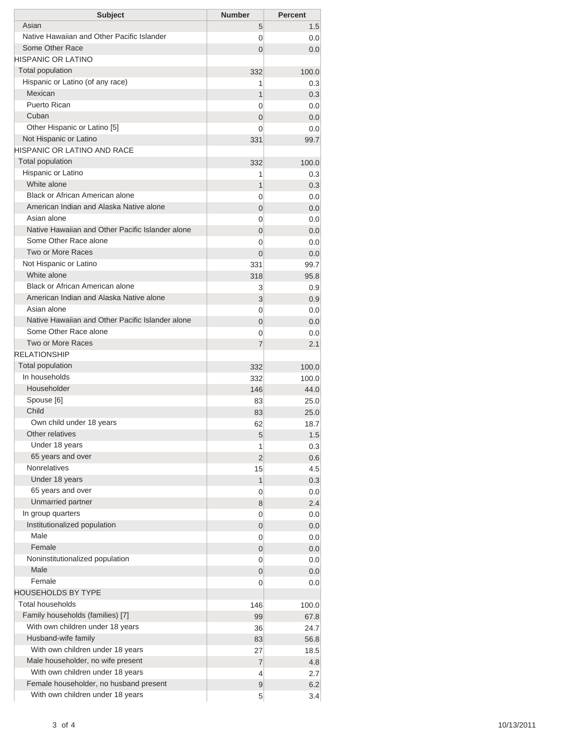| Subject | Number | Percent |
| --- | --- | --- |
| Asian | 5 | 1.5 |
| Native Hawaiian and Other Pacific Islander | 0 | 0.0 |
| Some Other Race | 0 | 0.0 |
| HISPANIC OR LATINO | | |
| Total population | 332 | 100.0 |
| Hispanic or Latino (of any race) | 1 | 0.3 |
| Mexican | 1 | 0.3 |
| Puerto Rican | 0 | 0.0 |
| Cuban | 0 | 0.0 |
| Other Hispanic or Latino [5] | 0 | 0.0 |
| Not Hispanic or Latino | 331 | 99.7 |
| HISPANIC OR LATINO AND RACE | | |
| Total population | 332 | 100.0 |
| Hispanic or Latino | 1 | 0.3 |
| White alone | 1 | 0.3 |
| Black or African American alone | 0 | 0.0 |
| American Indian and Alaska Native alone | 0 | 0.0 |
| Asian alone | 0 | 0.0 |
| Native Hawaiian and Other Pacific Islander alone | 0 | 0.0 |
| Some Other Race alone | 0 | 0.0 |
| Two or More Races | 0 | 0.0 |
| Not Hispanic or Latino | 331 | 99.7 |
| White alone | 318 | 95.8 |
| Black or African American alone | 3 | 0.9 |
| American Indian and Alaska Native alone | 3 | 0.9 |
| Asian alone | 0 | 0.0 |
| Native Hawaiian and Other Pacific Islander alone | 0 | 0.0 |
| Some Other Race alone | 0 | 0.0 |
| Two or More Races | 7 | 2.1 |
| RELATIONSHIP | | |
| Total population | 332 | 100.0 |
| In households | 332 | 100.0 |
| Householder | 146 | 44.0 |
| Spouse [6] | 83 | 25.0 |
| Child | 83 | 25.0 |
| Own child under 18 years | 62 | 18.7 |
| Other relatives | 5 | 1.5 |
| Under 18 years | 1 | 0.3 |
| 65 years and over | 2 | 0.6 |
| Nonrelatives | 15 | 4.5 |
| Under 18 years | 1 | 0.3 |
| 65 years and over | 0 | 0.0 |
| Unmarried partner | 8 | 2.4 |
| In group quarters | 0 | 0.0 |
| Institutionalized population | 0 | 0.0 |
| Male | 0 | 0.0 |
| Female | 0 | 0.0 |
| Noninstitutionalized population | 0 | 0.0 |
| Male | 0 | 0.0 |
| Female | 0 | 0.0 |
| HOUSEHOLDS BY TYPE | | |
| Total households | 146 | 100.0 |
| Family households (families) [7] | 99 | 67.8 |
| With own children under 18 years | 36 | 24.7 |
| Husband-wife family | 83 | 56.8 |
| With own children under 18 years | 27 | 18.5 |
| Male householder, no wife present | 7 | 4.8 |
| With own children under 18 years | 4 | 2.7 |
| Female householder, no husband present | 9 | 6.2 |
| With own children under 18 years | 5 | 3.4 |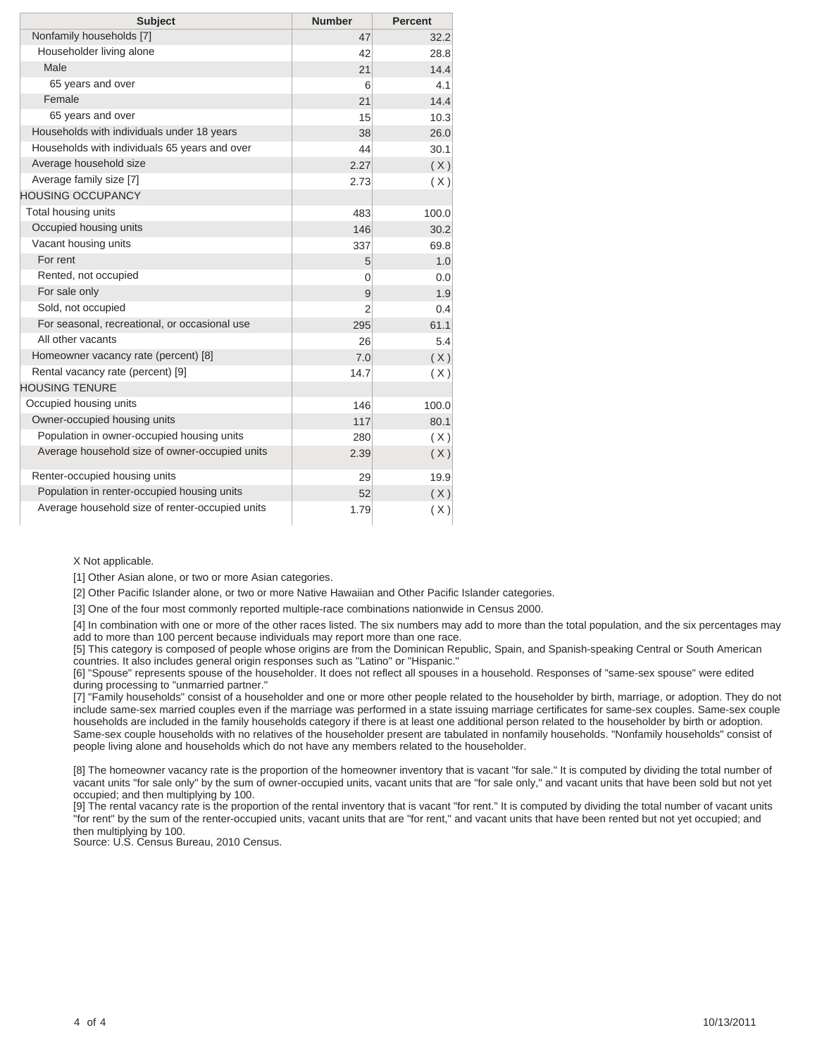| Subject | Number | Percent |
| --- | --- | --- |
| Nonfamily households [7] | 47 | 32.2 |
| Householder living alone | 42 | 28.8 |
| Male | 21 | 14.4 |
| 65 years and over | 6 | 4.1 |
| Female | 21 | 14.4 |
| 65 years and over | 15 | 10.3 |
| Households with individuals under 18 years | 38 | 26.0 |
| Households with individuals 65 years and over | 44 | 30.1 |
| Average household size | 2.27 | ( X ) |
| Average family size [7] | 2.73 | ( X ) |
| HOUSING OCCUPANCY | | |
| Total housing units | 483 | 100.0 |
| Occupied housing units | 146 | 30.2 |
| Vacant housing units | 337 | 69.8 |
| For rent | 5 | 1.0 |
| Rented, not occupied | 0 | 0.0 |
| For sale only | 9 | 1.9 |
| Sold, not occupied | 2 | 0.4 |
| For seasonal, recreational, or occasional use | 295 | 61.1 |
| All other vacants | 26 | 5.4 |
| Homeowner vacancy rate (percent) [8] | 7.0 | ( X ) |
| Rental vacancy rate (percent) [9] | 14.7 | ( X ) |
| HOUSING TENURE | | |
| Occupied housing units | 146 | 100.0 |
| Owner-occupied housing units | 117 | 80.1 |
| Population in owner-occupied housing units | 280 | ( X ) |
| Average household size of owner-occupied units | 2.39 | ( X ) |
| Renter-occupied housing units | 29 | 19.9 |
| Population in renter-occupied housing units | 52 | ( X ) |
| Average household size of renter-occupied units | 1.79 | ( X ) |

X Not applicable.

[1] Other Asian alone, or two or more Asian categories.

[2] Other Pacific Islander alone, or two or more Native Hawaiian and Other Pacific Islander categories.

[3] One of the four most commonly reported multiple-race combinations nationwide in Census 2000.

[4] In combination with one or more of the other races listed. The six numbers may add to more than the total population, and the six percentages may add to more than 100 percent because individuals may report more than one race.

[5] This category is composed of people whose origins are from the Dominican Republic, Spain, and Spanish-speaking Central or South American countries. It also includes general origin responses such as "Latino" or "Hispanic."

[6] "Spouse" represents spouse of the householder. It does not reflect all spouses in a household. Responses of "same-sex spouse" were edited during processing to "unmarried partner."

[7] "Family households" consist of a householder and one or more other people related to the householder by birth, marriage, or adoption. They do not include same-sex married couples even if the marriage was performed in a state issuing marriage certificates for same-sex couples. Same-sex couple households are included in the family households category if there is at least one additional person related to the householder by birth or adoption. Same-sex couple households with no relatives of the householder present are tabulated in nonfamily households. "Nonfamily households" consist of people living alone and households which do not have any members related to the householder.

[8] The homeowner vacancy rate is the proportion of the homeowner inventory that is vacant "for sale." It is computed by dividing the total number of vacant units "for sale only" by the sum of owner-occupied units, vacant units that are "for sale only," and vacant units that have been sold but not yet occupied; and then multiplying by 100.

[9] The rental vacancy rate is the proportion of the rental inventory that is vacant "for rent." It is computed by dividing the total number of vacant units "for rent" by the sum of the renter-occupied units, vacant units that are "for rent," and vacant units that have been rented but not yet occupied; and then multiplying by 100.

Source: U.S. Census Bureau, 2010 Census.